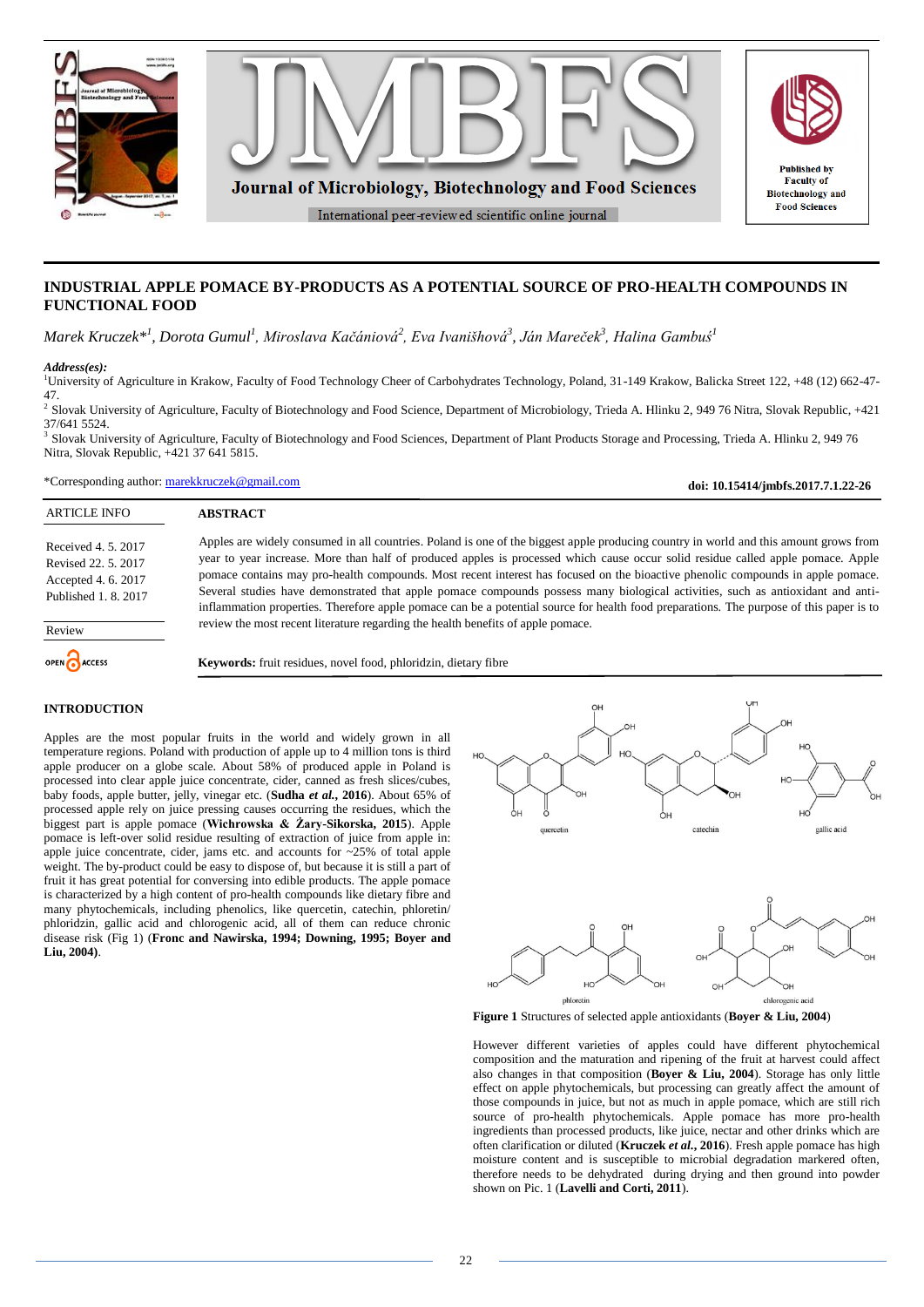# INDUSTRIAL APPLE POMACE BY-PRODUCTS AS A POTENTIAL SOURCE OF PRO-HEALTH COMPOUNDS IN FUNCTIONAL FOOD

*Marek Kruczek*[1], Dorota Gumul[1], Miroslava Kačániová[2], Eva Ivanišhová[3], Ján Mareček[3], Halina Gambuś[1]*

*Address(es):*
[1]University of Agriculture in Krakow, Faculty of Food Technology Cheer of Carbohydrates Technology, Poland, 31-149 Krakow, Balicka Street 122, +48 (12) 662-47-47.
[2] Slovak University of Agriculture, Faculty of Biotechnology and Food Science, Department of Microbiology, Trieda A. Hlinku 2, 949 76 Nitra, Slovak Republic, +421 37/641 5524.
[3] Slovak University of Agriculture, Faculty of Biotechnology and Food Sciences, Department of Plant Products Storage and Processing, Trieda A. Hlinku 2, 949 76 Nitra, Slovak Republic, +421 37 641 5815.

*Corresponding author: marekkruczek@gmail.com

**doi: 10.15414/jmbfs.2017.7.1.22-26**

| ARTICLE INFO |
|---|
| Received 4. 5. 2017 |
| Revised 22. 5. 2017 |
| Accepted 4. 6. 2017 |
| Published 1. 8. 2017 |
| Review |

OPEN ACCESS

## ABSTRACT

Apples are widely consumed in all countries. Poland is one of the biggest apple producing country in world and this amount grows from year to year increase. More than half of produced apples is processed which cause occur solid residue called apple pomace. Apple pomace contains may pro-health compounds. Most recent interest has focused on the bioactive phenolic compounds in apple pomace. Several studies have demonstrated that apple pomace compounds possess many biological activities, such as antioxidant and anti-inflammation properties. Therefore apple pomace can be a potential source for health food preparations. The purpose of this paper is to review the most recent literature regarding the health benefits of apple pomace.

**Keywords:** fruit residues, novel food, phloridzin, dietary fibre

## INTRODUCTION

Apples are the most popular fruits in the world and widely grown in all temperature regions. Poland with production of apple up to 4 million tons is third apple producer on a globe scale. About 58% of produced apple in Poland is processed into clear apple juice concentrate, cider, canned as fresh slices/cubes, baby foods, apple butter, jelly, vinegar etc. (**Sudha *et al.*, 2016**). About 65% of processed apple rely on juice pressing causes occurring the residues, which the biggest part is apple pomace (**Wichrowska & Żary-Sikorska, 2015**). Apple pomace is left-over solid residue resulting of extraction of juice from apple in: apple juice concentrate, cider, jams etc. and accounts for ~25% of total apple weight. The by-product could be easy to dispose of, but because it is still a part of fruit it has great potential for conversing into edible products. The apple pomace is characterized by a high content of pro-health compounds like dietary fibre and many phytochemicals, including phenolics, like quercetin, catechin, phloretin/ phloridzin, gallic acid and chlorogenic acid, all of them can reduce chronic disease risk (Fig 1) (**Fronc and Nawirska, 1994; Downing, 1995; Boyer and Liu, 2004**).

**Figure 1** Structures of selected apple antioxidants (**Boyer & Liu, 2004**)

However different varieties of apples could have different phytochemical composition and the maturation and ripening of the fruit at harvest could affect also changes in that composition (**Boyer & Liu, 2004**). Storage has only little effect on apple phytochemicals, but processing can greatly affect the amount of those compounds in juice, but not as much in apple pomace, which are still rich source of pro-health phytochemicals. Apple pomace has more pro-health ingredients than processed products, like juice, nectar and other drinks which are often clarification or diluted (**Kruczek *et al.*, 2016**). Fresh apple pomace has high moisture content and is susceptible to microbial degradation markered often, therefore needs to be dehydrated during drying and then ground into powder shown on Pic. 1 (**Lavelli and Corti, 2011**).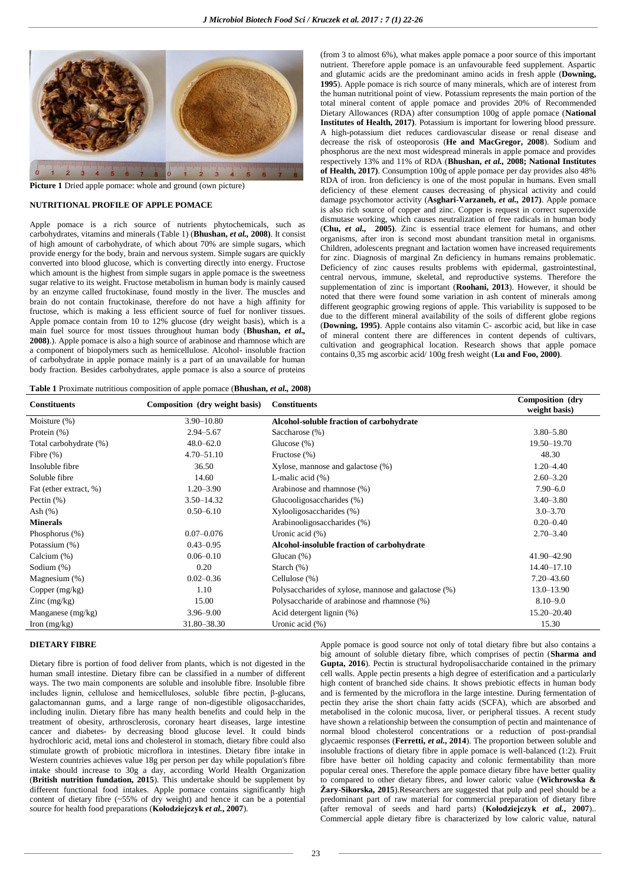Picture 1 Dried apple pomace: whole and ground (own picture)

## NUTRITIONAL PROFILE OF APPLE POMACE

Apple pomace is a rich source of nutrients phytochemicals, such as carbohydrates, vitamins and minerals (Table 1) (**Bhushan, *et al.*, 2008**). It consist of high amount of carbohydrate, of which about 70% are simple sugars, which provide energy for the body, brain and nervous system. Simple sugars are quickly converted into blood glucose, which is converting directly into energy. Fructose which amount is the highest from simple sugars in apple pomace is the sweetness sugar relative to its weight. Fructose metabolism in human body is mainly caused by an enzyme called fructokinase, found mostly in the liver. The muscles and brain do not contain fructokinase, therefore do not have a high affinity for fructose, which is making a less efficient source of fuel for nonliver tissues. Apple pomace contain from 10 to 12% glucose (dry weight basis), which is a main fuel source for most tissues throughout human body (**Bhushan, *et al.*, 2008**).). Apple pomace is also a high source of arabinose and rhamnose which are a component of biopolymers such as hemicellulose. Alcohol- insoluble fraction of carbohydrate in apple pomace mainly is a part of an unavailable for human body fraction. Besides carbohydrates, apple pomace is also a source of proteins (from 3 to almost 6%), what makes apple pomace a poor source of this important nutrient. Therefore apple pomace is an unfavourable feed supplement. Aspartic and glutamic acids are the predominant amino acids in fresh apple (**Downing, 1995**). Apple pomace is rich source of many minerals, which are of interest from the human nutritional point of view. Potassium represents the main portion of the total mineral content of apple pomace and provides 20% of Recommended Dietary Allowances (RDA) after consumption 100g of apple pomace (**National Institutes of Health, 2017**). Potassium is important for lowering blood pressure. A high-potassium diet reduces cardiovascular disease or renal disease and decrease the risk of osteoporosis (**He and MacGregor, 2008**). Sodium and phosphorus are the next most widespread minerals in apple pomace and provides respectively 13% and 11% of RDA (**Bhushan, *et al.*, 2008; National Institutes of Health, 2017**). Consumption 100g of apple pomace per day provides also 48% RDA of iron. Iron deficiency is one of the most popular in humans. Even small deficiency of these element causes decreasing of physical activity and could damage psychomotor activity (**Asghari-Varzaneh, *et al.*, 2017**). Apple pomace is also rich source of copper and zinc. Copper is request in correct superoxide dismutase working, which causes neutralization of free radicals in human body (**Chu, *et al.*, 2005**). Zinc is essential trace element for humans, and other organisms, after iron is second most abundant transition metal in organisms. Children, adolescents pregnant and lactation women have increased requirements for zinc. Diagnosis of marginal Zn deficiency in humans remains problematic. Deficiency of zinc causes results problems with epidermal, gastrointestinal, central nervous, immune, skeletal, and reproductive systems. Therefore the supplementation of zinc is important (**Roohani, 2013**). However, it should be noted that there were found some variation in ash content of minerals among different geographic growing regions of apple. This variability is supposed to be due to the different mineral availability of the soils of different globe regions (**Downing, 1995**). Apple contains also vitamin C- ascorbic acid, but like in case of mineral content there are differences in content depends of cultivars, cultivation and geographical location. Research shows that apple pomace contains 0,35 mg ascorbic acid/ 100g fresh weight (**Lu and Foo, 2000**).

**Table 1** Proximate nutritious composition of apple pomace (**Bhushan, *et al.*, 2008**)

| Constituents | Composition (dry weight basis) | Constituents | Composition (dry weight basis) |
|---|---|---|---|
| Moisture (%) | 3.90–10.80 | **Alcohol-soluble fraction of carbohydrate** | |
| Protein (%) | 2.94–5.67 | Saccharose (%) | 3.80–5.80 |
| Total carbohydrate (%) | 48.0–62.0 | Glucose (%) | 19.50–19.70 |
| Fibre (%) | 4.70–51.10 | Fructose (%) | 48.30 |
| Insoluble fibre | 36.50 | Xylose, mannose and galactose (%) | 1.20–4.40 |
| Soluble fibre | 14.60 | L-malic acid (%) | 2.60–3.20 |
| Fat (ether extract, %) | 1.20–3.90 | Arabinose and rhamnose (%) | 7.90–6.0 |
| Pectin (%) | 3.50–14.32 | Glucooligosaccharides (%) | 3.40–3.80 |
| Ash (%) | 0.50–6.10 | Xylooligosaccharides (%) | 3.0–3.70 |
| **Minerals** | | Arabinooligosaccharides (%) | 0.20–0.40 |
| Phosphorus (%) | 0.07–0.076 | Uronic acid (%) | 2.70–3.40 |
| Potassium (%) | 0.43–0.95 | **Alcohol-insoluble fraction of carbohydrate** | |
| Calcium (%) | 0.06–0.10 | Glucan (%) | 41.90–42.90 |
| Sodium (%) | 0.20 | Starch (%) | 14.40–17.10 |
| Magnesium (%) | 0.02–0.36 | Cellulose (%) | 7.20–43.60 |
| Copper (mg/kg) | 1.10 | Polysaccharides of xylose, mannose and galactose (%) | 13.0–13.90 |
| Zinc (mg/kg) | 15.00 | Polysaccharide of arabinose and rhamnose (%) | 8.10–9.0 |
| Manganese (mg/kg) | 3.96–9.00 | Acid detergent lignin (%) | 15.20–20.40 |
| Iron (mg/kg) | 31.80–38.30 | Uronic acid (%) | 15.30 |

## DIETARY FIBRE

Dietary fibre is portion of food deliver from plants, which is not digested in the human small intestine. Dietary fibre can be classified in a number of different ways. The two main components are soluble and insoluble fibre. Insoluble fibre includes lignin, cellulose and hemicelluloses, soluble fibre pectin, β-glucans, galactomannan gums, and a large range of non-digestible oligosaccharides, including inulin. Dietary fibre has many health benefits and could help in the treatment of obesity, arthrosclerosis, coronary heart diseases, large intestine cancer and diabetes- by decreasing blood glucose level. It could binds hydrochloric acid, metal ions and cholesterol in stomach, dietary fibre could also stimulate growth of probiotic microflora in intestines. Dietary fibre intake in Western countries achieves value 18g per person per day while population's fibre intake should increase to 30g a day, according World Health Organization (**British nutrition fundation, 2015**). This undertake should be supplement by different functional food intakes. Apple pomace contains significantly high content of dietary fibre (~55% of dry weight) and hence it can be a potential source for health food preparations (**Kołodziejczyk *et al.*, 2007**).

Apple pomace is good source not only of total dietary fibre but also contains a big amount of soluble dietary fibre, which comprises of pectin (**Sharma and Gupta, 2016**). Pectin is structural hydropolisaccharide contained in the primary cell walls. Apple pectin presents a high degree of esterification and a particularly high content of branched side chains. It shows prebiotic effects in human body and is fermented by the microflora in the large intestine. During fermentation of pectin they arise the short chain fatty acids (SCFA), which are absorbed and metabolised in the colonic mucosa, liver, or peripheral tissues. A recent study have shown a relationship between the consumption of pectin and maintenance of normal blood cholesterol concentrations or a reduction of post-prandial glycaemic responses (**Ferretti, *et al.*, 2014**). The proportion between soluble and insoluble fractions of dietary fibre in apple pomace is well-balanced (1:2). Fruit fibre have better oil holding capacity and colonic fermentability than more popular cereal ones. Therefore the apple pomace dietary fibre have better quality to compared to other dietary fibres, and lower caloric value (**Wichrowska & Żary-Sikorska, 2015**).Researchers are suggested that pulp and peel should be a predominant part of raw material for commercial preparation of dietary fibre (after removal of seeds and hard parts) (**Kołodziejczyk *et al.*, 2007**).. Commercial apple dietary fibre is characterized by low caloric value, natural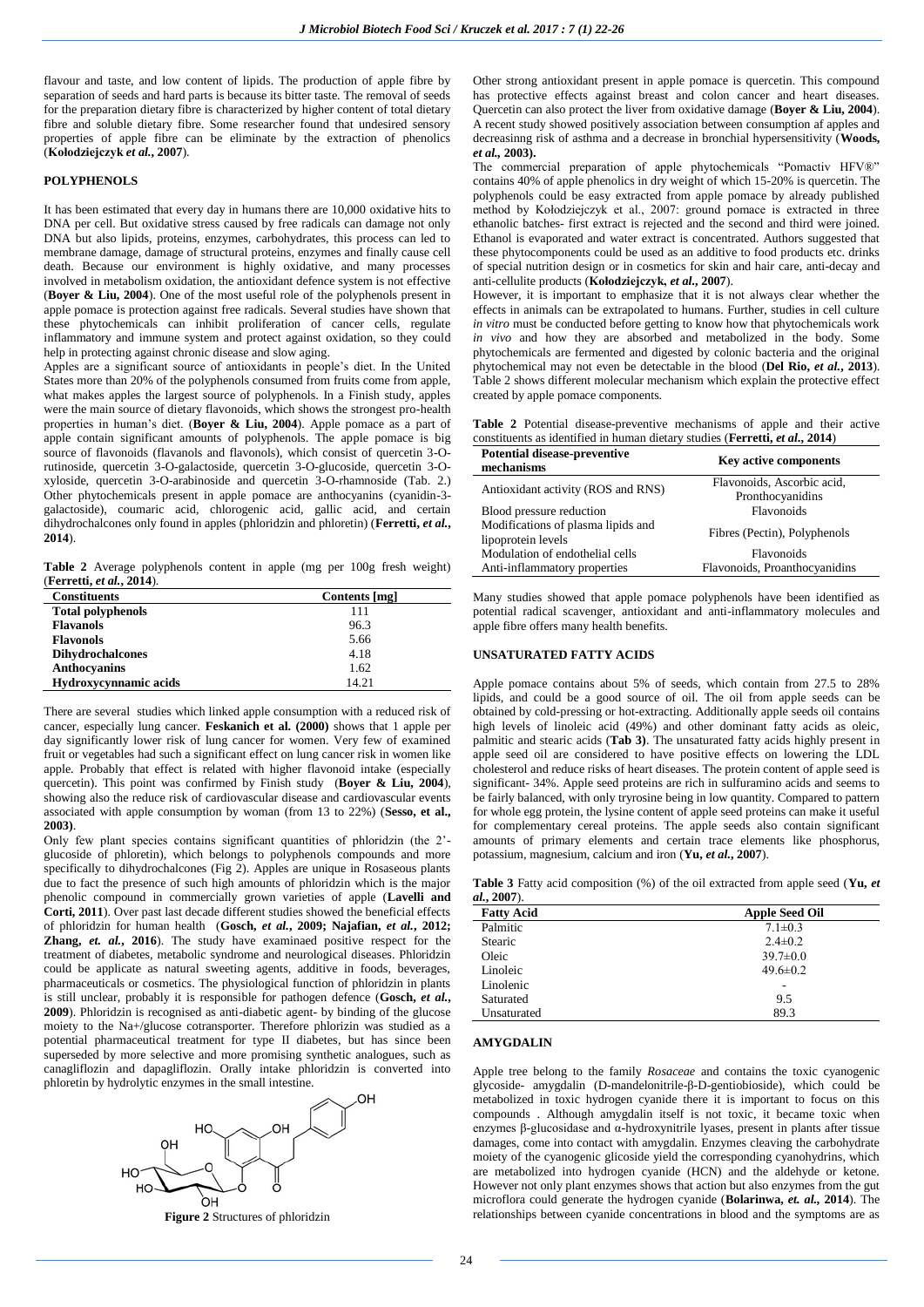flavour and taste, and low content of lipids. The production of apple fibre by separation of seeds and hard parts is because its bitter taste. The removal of seeds for the preparation dietary fibre is characterized by higher content of total dietary fibre and soluble dietary fibre. Some researcher found that undesired sensory properties of apple fibre can be eliminate by the extraction of phenolics (**Kołodziejczyk *et al.*, 2007**).

## POLYPHENOLS

It has been estimated that every day in humans there are 10,000 oxidative hits to DNA per cell. But oxidative stress caused by free radicals can damage not only DNA but also lipids, proteins, enzymes, carbohydrates, this process can led to membrane damage, damage of structural proteins, enzymes and finally cause cell death. Because our environment is highly oxidative, and many processes involved in metabolism oxidation, the antioxidant defence system is not effective (**Boyer & Liu, 2004**). One of the most useful role of the polyphenols present in apple pomace is protection against free radicals. Several studies have shown that these phytochemicals can inhibit proliferation of cancer cells, regulate inflammatory and immune system and protect against oxidation, so they could help in protecting against chronic disease and slow aging.

Apples are a significant source of antioxidants in people's diet. In the United States more than 20% of the polyphenols consumed from fruits come from apple, what makes apples the largest source of polyphenols. In a Finish study, apples were the main source of dietary flavonoids, which shows the strongest pro-health properties in human's diet. (**Boyer & Liu, 2004**). Apple pomace as a part of apple contain significant amounts of polyphenols. The apple pomace is big source of flavonoids (flavanols and flavonols), which consist of quercetin 3-O-rutinoside, quercetin 3-O-galactoside, quercetin 3-O-glucoside, quercetin 3-O-xyloside, quercetin 3-O-arabinoside and quercetin 3-O-rhamnoside (Tab. 2.) Other phytochemicals present in apple pomace are anthocyanins (cyanidin-3-galactoside), coumaric acid, chlorogenic acid, gallic acid, and certain dihydrochalcones only found in apples (phloridzin and phloretin) (**Ferretti, *et al.*, 2014**).

**Table 2** Average polyphenols content in apple (mg per 100g fresh weight) (**Ferretti, *et al.*, 2014**).

| Constituents | Contents [mg] |
|---|---|
| **Total polyphenols** | 111 |
| **Flavanols** | 96.3 |
| **Flavonols** | 5.66 |
| **Dihydrochalcones** | 4.18 |
| **Anthocyanins** | 1.62 |
| **Hydroxycynnamic acids** | 14.21 |

There are several studies which linked apple consumption with a reduced risk of cancer, especially lung cancer. **Feskanich et al. (2000)** shows that 1 apple per day significantly lower risk of lung cancer for women. Very few of examined fruit or vegetables had such a significant effect on lung cancer risk in women like apple. Probably that effect is related with higher flavonoid intake (especially quercetin). This point was confirmed by Finish study (**Boyer & Liu, 2004**), showing also the reduce risk of cardiovascular disease and cardiovascular events associated with apple consumption by woman (from 13 to 22%) (**Sesso, et al., 2003**).

Only few plant species contains significant quantities of phloridzin (the 2'-glucoside of phloretin), which belongs to polyphenols compounds and more specifically to dihydrochalcones (Fig 2). Apples are unique in Rosaseous plants due to fact the presence of such high amounts of phloridzin which is the major phenolic compound in commercially grown varieties of apple (**Lavelli and Corti, 2011**). Over past last decade different studies showed the beneficial effects of phloridzin for human health (**Gosch, *et al.*, 2009; Najafian, *et al.*, 2012; Zhang, *et. al.*, 2016**). The study have examinaed positive respect for the treatment of diabetes, metabolic syndrome and neurological diseases. Phloridzin could be applicate as natural sweeting agents, additive in foods, beverages, pharmaceuticals or cosmetics. The physiological function of phloridzin in plants is still unclear, probably it is responsible for pathogen defence (**Gosch, *et al.*, 2009**). Phloridzin is recognised as anti-diabetic agent- by binding of the glucose moiety to the Na+/glucose cotransporter. Therefore phlorizin was studied as a potential pharmaceutical treatment for type II diabetes, but has since been superseded by more selective and more promising synthetic analogues, such as canagliflozin and dapagliflozin. Orally intake phloridzin is converted into phloretin by hydrolytic enzymes in the small intestine.

**Figure 2** Structures of phloridzin

Other strong antioxidant present in apple pomace is quercetin. This compound has protective effects against breast and colon cancer and heart diseases. Quercetin can also protect the liver from oxidative damage (**Boyer & Liu, 2004**). A recent study showed positively association between consumption af apples and decreasinng risk of asthma and a decrease in bronchial hypersensitivity (**Woods, *et al.*, 2003).**

The commercial preparation of apple phytochemicals "Pomactiv HFV®" contains 40% of apple phenolics in dry weight of which 15-20% is quercetin. The polyphenols could be easy extracted from apple pomace by already published method by Kołodziejczyk et al., 2007: ground pomace is extracted in three ethanolic batches- first extract is rejected and the second and third were joined. Ethanol is evaporated and water extract is concentrated. Authors suggested that these phytocomponents could be used as an additive to food products etc. drinks of special nutrition design or in cosmetics for skin and hair care, anti-decay and anti-cellulite products (**Kołodziejczyk, *et al.*, 2007**).

However, it is important to emphasize that it is not always clear whether the effects in animals can be extrapolated to humans. Further, studies in cell culture *in vitro* must be conducted before getting to know how that phytochemicals work *in vivo* and how they are absorbed and metabolized in the body. Some phytochemicals are fermented and digested by colonic bacteria and the original phytochemical may not even be detectable in the blood (**Del Rio, *et al.*, 2013**). Table 2 shows different molecular mechanism which explain the protective effect created by apple pomace components.

**Table 2** Potential disease-preventive mechanisms of apple and their active constituents as identified in human dietary studies (**Ferretti, *et al.*, 2014**)

| Potential disease-preventive mechanisms | Key active components |
|---|---|
| Antioxidant activity (ROS and RNS) | Flavonoids, Ascorbic acid, Pronthocyanidins |
| Blood pressure reduction | Flavonoids |
| Modifications of plasma lipids and lipoprotein levels | Fibres (Pectin), Polyphenols |
| Modulation of endothelial cells | Flavonoids |
| Anti-inflammatory properties | Flavonoids, Proanthocyanidins |

Many studies showed that apple pomace polyphenols have been identified as potential radical scavenger, antioxidant and anti-inflammatory molecules and apple fibre offers many health benefits.

## UNSATURATED FATTY ACIDS

Apple pomace contains about 5% of seeds, which contain from 27.5 to 28% lipids, and could be a good source of oil. The oil from apple seeds can be obtained by cold-pressing or hot-extracting. Additionally apple seeds oil contains high levels of linoleic acid (49%) and other dominant fatty acids as oleic, palmitic and stearic acids (**Tab 3)**. The unsaturated fatty acids highly present in apple seed oil are considered to have positive effects on lowering the LDL cholesterol and reduce risks of heart diseases. The protein content of apple seed is significant- 34%. Apple seed proteins are rich in sulfuramino acids and seems to be fairly balanced, with only tyrosine being in low quantity. Compared to pattern for whole egg protein, the lysine content of apple seed proteins can make it useful for complementary cereal proteins. The apple seeds also contain significant amounts of primary elements and certain trace elements like phosphorus, potassium, magnesium, calcium and iron (**Yu, *et al.*, 2007**).

**Table 3** Fatty acid composition (%) of the oil extracted from apple seed (**Yu, *et al.*, 2007**).

| Fatty Acid | Apple Seed Oil |
|---|---|
| Palmitic | 7.1±0.3 |
| Stearic | 2.4±0.2 |
| Oleic | 39.7±0.0 |
| Linoleic | 49.6±0.2 |
| Linolenic | - |
| Saturated | 9.5 |
| Unsaturated | 89.3 |

## AMYGDALIN

Apple tree belong to the family *Rosaceae* and contains the toxic cyanogenic glycoside- amygdalin (D-mandelonitrile-β-D-gentiobioside), which could be metabolized in toxic hydrogen cyanide there it is important to focus on this compounds . Although amygdalin itself is not toxic, it became toxic when enzymes β-glucosidase and α-hydroxynitrile lyases, present in plants after tissue damages, come into contact with amygdalin. Enzymes cleaving the carbohydrate moiety of the cyanogenic glicoside yield the corresponding cyanohydrins, which are metabolized into hydrogen cyanide (HCN) and the aldehyde or ketone. However not only plant enzymes shows that action but also enzymes from the gut microflora could generate the hydrogen cyanide (**Bolarinwa, *et. al.*, 2014**). The relationships between cyanide concentrations in blood and the symptoms are as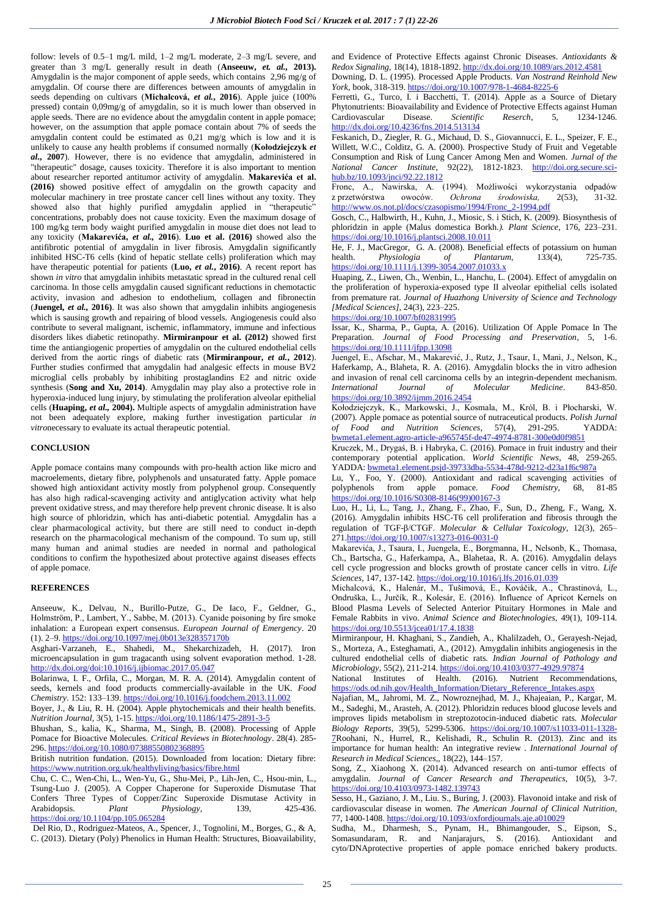follow: levels of 0.5–1 mg/L mild, 1–2 mg/L moderate, 2–3 mg/L severe, and greater than 3 mg/L generally result in death (**Anseeuw, *et. al.*, 2013).** Amygdalin is the major component of apple seeds, which contains 2,96 mg/g of amygdalin. Of course there are differences between amounts of amygdalin in seeds depending on cultivars (**Michalcová, *et al.*, 2016**). Apple juice (100% pressed) contain 0,09mg/g of amygdalin, so it is much lower than observed in apple seeds. There are no evidence about the amygdalin content in apple pomace; however, on the assumption that apple pomace contain about 7% of seeds the amygdalin content could be estimated as 0,21 mg/g which is low and it is unlikely to cause any health problems if consumed normally (**Kołodziejczyk *et al.*, 2007**). However, there is no evidence that amygdalin, administered in "therapeutic" dosage, causes toxicity. Therefore it is also important to mention about researcher reported antitumor activity of amygdalin. **Makarevića et al. (2016)** showed positive effect of amygdalin on the growth capacity and molecular machinery in tree prostate cancer cell lines without any toxity. They showed also that highly purified amygdalin applied in "therapeutic" concentrations, probably does not cause toxicity. Even the maximum dosage of 100 mg/kg term body waight purified amygdalin in mouse diet does not lead to any toxicity (**Makarevića, *et al.*, 2016**). **Luo et al. (2016)** showed also the antifibrotic potential of amygdalin in liver fibrosis. Amygdalin significantly inhibited HSC-T6 cells (kind of hepatic stellate cells) proliferation which may have therapeutic potential for patients (**Luo, *et al.*, 2016**). A recent report has shown *in vitro* that amygdalin inhibits metastatic spread in the cultured renal cell carcinoma. In those cells amygdalin caused significant reductions in chemotactic activity, invasion and adhesion to endothelium, collagen and fibronectin (**Juengel, *et al.*, 2016**). It was also shown that amygdalin inhibits angiogenesis which is sausing growth and repairing of blood vessels. Angiogenesis could also contribute to several malignant, ischemic, inflammatory, immune and infectious disorders likes diabetic retinopathy. **Mirmiranpour et al. (2012)** showed first time the antiangiogenic properties of amygdalin on the cultured endothelial cells derived from the aortic rings of diabetic rats (**Mirmiranpour, *et al.*, 2012**). Further studies confirmed that amygdalin had analgesic effects in mouse BV2 microglial cells probably by inhibiting prostaglandins E2 and nitric oxide synthesis (**Song and Xu, 2014**). Amygdalin may play also a protective role in hyperoxia-induced lung injury, by stimulating the proliferation alveolar epithelial cells (**Huaping, *et al.*, 2004).** Multiple aspects of amygdalin administration have not been adequately explore, making further investigation particular *in vitro*necessary to evaluate its actual therapeutic potential.

## CONCLUSION

Apple pomace contains many compounds with pro-health action like micro and macroelements, dietary fibre, polyphenols and unsaturated fatty. Apple pomace showed high antioxidant activity mostly from polyphenol group. Consequently has also high radical-scavenging activity and antiglycation activity what help prevent oxidative stress, and may therefore help prevent chronic disease. It is also high source of phloridzin, which has anti-diabetic potential. Amygdalin has a clear pharmacological activity, but there are still need to conduct in-depth research on the pharmacological mechanism of the compound. To sum up, still many human and animal studies are needed in normal and pathological conditions to confirm the hypothesized about protective against diseases effects of apple pomace.

## REFERENCES

Anseeuw, K., Delvau, N., Burillo-Putze, G., De Iaco, F., Geldner, G., Holmström, P., Lambert, Y., Sabbe, M. (2013). Cyanide poisoning by fire smoke inhalation: a European expert consensus. *European Journal of Emergency*. 20 (1). 2–9. https://doi.org/10.1097/mej.0b013e328357170b

Asghari-Varzaneh, E., Shahedi, M., Shekarchizadeh, H. (2017). Iron microencapsulation in gum tragacanth using solvent evaporation method. 1-28. http://dx.doi.org/doi:10.1016/j.ijbiomac.2017.05.047

Bolarinwa, I. F., Orfila, C., Morgan, M. R. A. (2014). Amygdalin content of seeds, kernels and food products commercially-available in the UK. *Food Chemistry*. 152: 133–139. https://doi.org/10.1016/j.foodchem.2013.11.002

Boyer, J., & Liu, R. H. (2004). Apple phytochemicals and their health benefits. *Nutrition Journal*, 3(5), 1-15. https://doi.org/10.1186/1475-2891-3-5

Bhushan, S., kalia, K., Sharma, M., Singh, B. (2008). Processing of Apple Pomace for Bioactive Molecules. *Critical Reviews in Biotechnology*. 28(4). 285-296. https://doi.org/10.1080/07388550802368895

British nutrition fundation. (2015). Downloaded from location: Dietary fibre: https://www.nutrition.org.uk/healthyliving/basics/fibre.html

Chu, C. C., Wen-Chi, L., Wen-Yu, G., Shu-Mei, P., Lih-Jen, C., Hsou-min, L., Tsung-Luo J. (2005). A Copper Chaperone for Superoxide Dismutase That Confers Three Types of Copper/Zinc Superoxide Dismutase Activity in Arabidopsis. *Plant Physiology*, 139, 425-436. https://doi.org/10.1104/pp.105.065284

Del Rio, D., Rodriguez-Mateos, A., Spencer, J., Tognolini, M., Borges, G., & A, C. (2013). Dietary (Poly) Phenolics in Human Health: Structures, Bioavailability, and Evidence of Protective Effects against Chronic Diseases. *Antioxidants & Redox Signaling*, 18(14), 1818-1892. http://dx.doi.org/10.1089/ars.2012.4581

Downing, D. L. (1995). Processed Apple Products. *Van Nostrand Reinhold New York*, book, 318-319. https://doi.org/10.1007/978-1-4684-8225-6

Ferretti, G., Turco, I. i Bacchetti, T. (2014). Apple as a Source of Dietary Phytonutrients: Bioavailability and Evidence of Protective Effects against Human Cardiovascular Disease. *Scientific Reserch*, 5, 1234-1246. http://dx.doi.org/10.4236/fns.2014.513134

Feskanich, D., Ziegler, R. G., Michaud, D. S., Giovannucci, E. L., Speizer, F. E., Willett, W.C., Colditz, G. A. (2000). Prospective Study of Fruit and Vegetable Consumption and Risk of Lung Cancer Among Men and Women. *Jurnal of the National Cancer Institute*, 92(22), 1812-1823. http://dx.doi.org.secure.sci-hub.bz/10.1093/jnci/92.22.1812

Fronc, A., Nawirska, A. (1994). Możliwości wykorzystania odpadów z przetwórstwa owoców. *Ochrona środowiska*, 2(53), 31-32. http://www.os.not.pl/docs/czasopismo/1994/Fronc_2-1994.pdf

Gosch, C., Halbwirth, H., Kuhn, J., Miosic, S. i Stich, K. (2009). Biosynthesis of phloridzin in apple (Malus domestica Borkh.*). Plant Science*, 176, 223–231. https://doi.org/10.1016/j.plantsci.2008.10.011

He, F. J., MacGregor, G. A. (2008). Beneficial effects of potassium on human health. *Physiologia of Plantarum*, 133(4), 725-735. https://doi.org/10.1111/j.1399-3054.2007.01033.x

Huaping, Z., Liwen, Ch., Wenbin, L., Hanchu, L. (2004). Effect of amygdalin on the proliferation of hyperoxia-exposed type II alveolar epithelial cells isolated from premature rat. *Journal of Huazhong University of Science and Technology [Medical Sciences]*, 24(3), 223–225. https://doi.org/10.1007/bf02831995

Issar, K., Sharma, P., Gupta, A. (2016). Utilization Of Apple Pomace In The Preparation. *Journal of Food Processing and Preservation*, 5, 1-6. https://doi.org/10.1111/jfpp.13098

Juengel, E., Afschar, M., Makarević, J., Rutz, J., Tsaur, I., Mani, J., Nelson, K., Haferkamp, A., Blaheta, R. A. (2016). Amygdalin blocks the in vitro adhesion and invasion of renal cell carcinoma cells by an integrin-dependent mechanism. *International Journal of Molecular Medicine*. 843-850. https://doi.org/10.3892/ijmm.2016.2454

Kołodziejczyk, K., Markowski, J., Kosmala, M., Król, B. i Płocharski, W. (2007). Apple pomace as potential source of nutraceutical products. *Polish Jurnal of Food and Nutrition Sciences*, 57(4), 291-295. YADDA: bwmeta1.element.agro-article-a965745f-de47-4974-8781-300e0d0f9851

Kruczek, M., Drygaś, B. i Habryka, C. (2016). Pomace in fruit industry and their contemporary potential application. *World Scientific News*, 48, 259-265. YADDA: bwmeta1.element.psjd-39733dba-5534-478d-9212-d23a1f6c987a

Lu, Y., Foo, Y. (2000). Antioxidant and radical scavenging activities of polyphenols from apple pomace. *Food Chemistry*, 68, 81-85 https://doi.org/10.1016/S0308-8146(99)00167-3

Luo, H., Li, L., Tang, J., Zhang, F., Zhao, F., Sun, D., Zheng, F., Wang, X. (2016). Amygdalin inhibits HSC-T6 cell proliferation and fibrosis through the regulation of TGF-β/CTGF. *Molecular & Cellular Toxicology*, 12(3), 265–271.https://doi.org/10.1007/s13273-016-0031-0

Makarevića, J., Tsaura, I., Juengela, E., Borgmanna, H., Nelsonb, K., Thomasa, Ch., Bartscha, G., Haferkampa, A., Blahetaa, R. A. (2016). Amygdalin delays cell cycle progression and blocks growth of prostate cancer cells in vitro. *Life Sciences*, 147, 137-142. https://doi.org/10.1016/j.lfs.2016.01.039

Michalcová, K., Halenár, M., Tušimová, E., Kováčik, A., Chrastinová, L., Ondruška, L., Jurčík, R., Kolesár, E. (2016). Influence of Apricot Kernels on Blood Plasma Levels of Selected Anterior Pituitary Hormones in Male and Female Rabbits in vivo. *Animal Science and Biotechnologies*, 49(1), 109-114. https://doi.org/10.5513/jcea01/17.4.1838

Mirmiranpour, H. Khaghani, S., Zandieh, A., Khalilzadeh, O., Gerayesh-Nejad, S., Morteza, A., Esteghamati, A., (2012). Amygdalin inhibits angiogenesis in the cultured endothelial cells of diabetic rats. *Indian Journal of Pathology and Microbiology*, 55(2), 211-214. https://doi.org/10.4103/0377-4929.97874

National Institutes of Health. (2016). Nutrient Recommendations, https://ods.od.nih.gov/Health_Information/Dietary_Reference_Intakes.aspx

Najafian, M,, Jahromi, M. Z., Nowroznejhad, M. J., Khajeaian, P., Kargar, M. M., Sadeghi, M., Arasteh, A. (2012). Phloridzin reduces blood glucose levels and improves lipids metabolism in streptozotocin-induced diabetic rats. *Molecular Biology Reports*, 39(5), 5299-5306. https://doi.org/10.1007/s11033-011-1328-7

Roohani, N., Hurrel, R., Kelishadi, R., Schulin R. (2013). Zinc and its importance for human health: An integrative review . *International Journal of Research in Medical Sciences*,, 18(22), 144–157.

Song, Z., Xiaohong X. (2014). Advanced research on anti-tumor effects of amygdalin. *Journal of Cancer Research and Therapeutics*, 10(5), 3-7. https://doi.org/10.4103/0973-1482.139743

Sesso, H., Gaziano, J. M., Liu. S., Buring, J. (2003). Flavonoid intake and risk of cardiovascular disease in women. *The American Journal of Clinical Nutrition*, 77, 1400-1408. https://doi.org/10.1093/oxfordjournals.aje.a010029

Sudha, M., Dharmesh, S., Pynam, H., Bhimangouder, S., Eipson, S., Somasundaram, R. and Nanjarajurs, S. (2016). Antioxidant and cyto/DNAprotective properties of apple pomace enriched bakery products.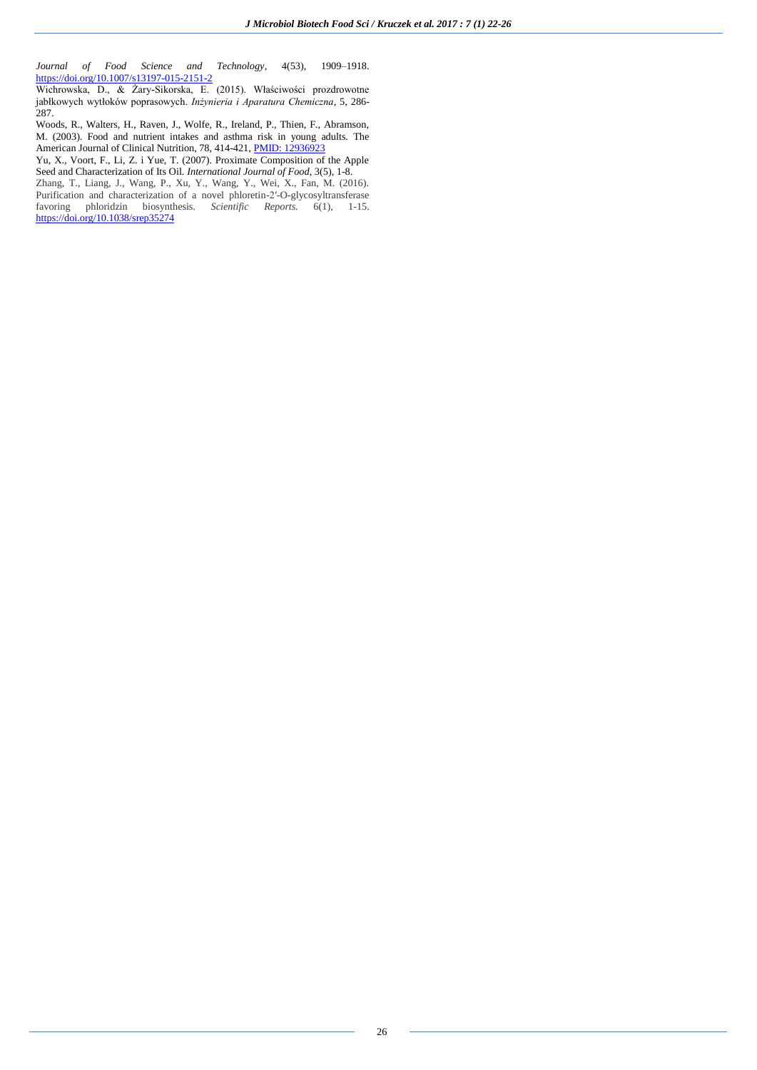*Journal of Food Science and Technology*, 4(53), 1909–1918. https://doi.org/10.1007/s13197-015-2151-2

Wichrowska, D., & Żary-Sikorska, E. (2015). Właściwości prozdrowotne jabłkowych wytłoków poprasowych. *Inżynieria i Aparatura Chemiczna*, 5, 286-287.

Woods, R., Walters, H., Raven, J., Wolfe, R., Ireland, P., Thien, F., Abramson, M. (2003). Food and nutrient intakes and asthma risk in young adults. The American Journal of Clinical Nutrition, 78, 414-421, PMID: 12936923

Yu, X., Voort, F., Li, Z. i Yue, T. (2007). Proximate Composition of the Apple Seed and Characterization of Its Oil. *International Journal of Food*, 3(5), 1-8.

Zhang, T., Liang, J., Wang, P., Xu, Y., Wang, Y., Wei, X., Fan, M. (2016). Purification and characterization of a novel phloretin-2′-O-glycosyltransferase favoring phloridzin biosynthesis. *Scientific Reports.* 6(1), 1-15. https://doi.org/10.1038/srep35274